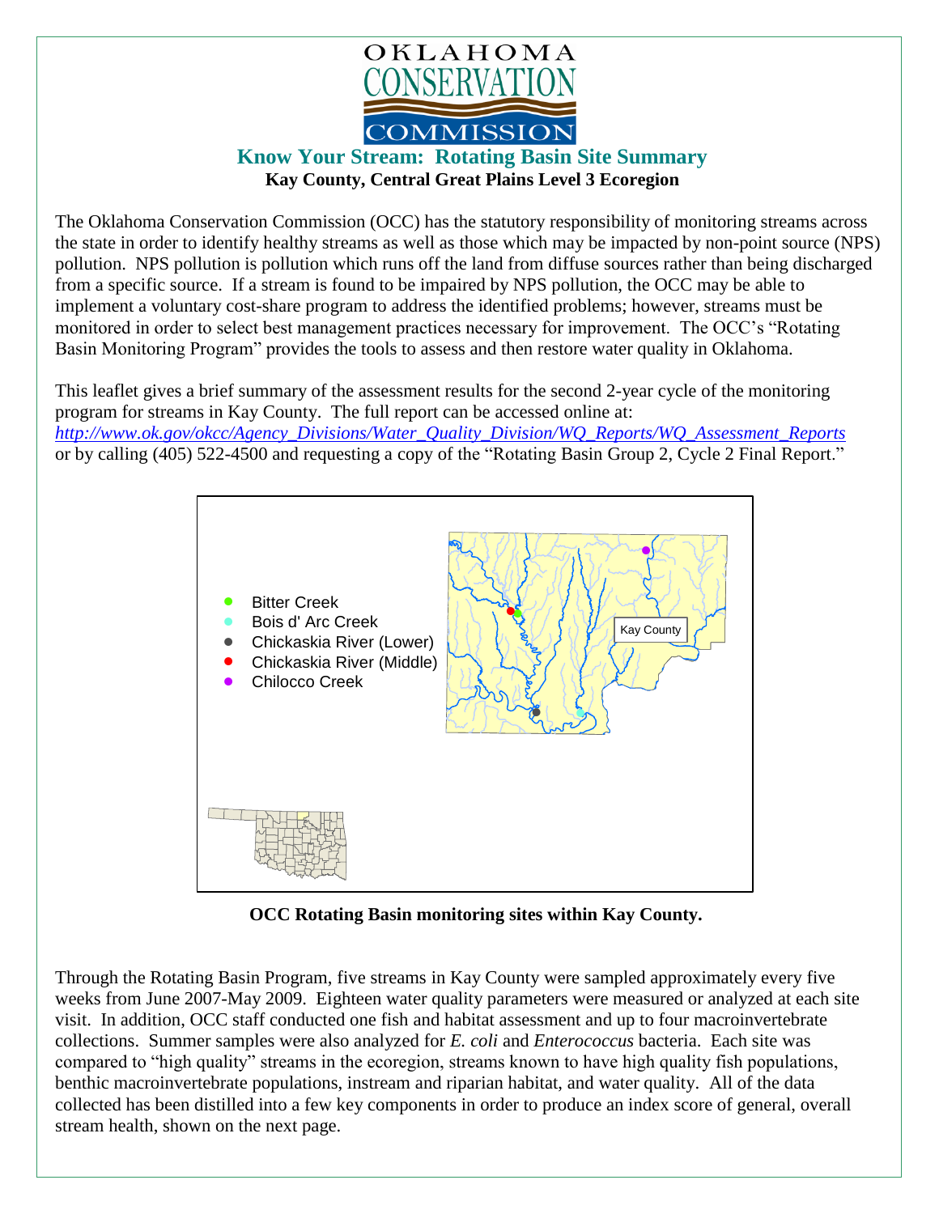# OKLAHOMA CONSERVATION COMMISSION

## Know Your Stream: Rotating Basin Site Summary

**Kay County, Central Great Plains Level 3 Ecoregion**

The Oklahoma Conservation Commission (OCC) has the statutory responsibility of monitoring streams across the state in order to identify healthy streams as well as those which may be impacted by non-point source (NPS) pollution. NPS pollution is pollution which runs off the land from diffuse sources rather than being discharged from a specific source. If a stream is found to be impaired by NPS pollution, the OCC may be able to implement a voluntary cost-share program to address the identified problems; however, streams must be monitored in order to select best management practices necessary for improvement. The OCC's "Rotating Basin Monitoring Program" provides the tools to assess and then restore water quality in Oklahoma.

This leaflet gives a brief summary of the assessment results for the second 2-year cycle of the monitoring program for streams in Kay County. The full report can be accessed online at: *http://www.ok.gov/okcc/Agency_Divisions/Water_Quality_Division/WQ_Reports/WQ_Assessment_Reports* or by calling (405) 522-4500 and requesting a copy of the "Rotating Basin Group 2, Cycle 2 Final Report."

- Bitter Creek
- Bois d' Arc Creek
- Chickaskia River (Lower)
- Chickaskia River (Middle)
- Chilocco Creek

Kay County

**OCC Rotating Basin monitoring sites within Kay County.**

Through the Rotating Basin Program, five streams in Kay County were sampled approximately every five weeks from June 2007-May 2009. Eighteen water quality parameters were measured or analyzed at each site visit. In addition, OCC staff conducted one fish and habitat assessment and up to four macroinvertebrate collections. Summer samples were also analyzed for *E. coli* and *Enterococcus* bacteria. Each site was compared to "high quality" streams in the ecoregion, streams known to have high quality fish populations, benthic macroinvertebrate populations, instream and riparian habitat, and water quality. All of the data collected has been distilled into a few key components in order to produce an index score of general, overall stream health, shown on the next page.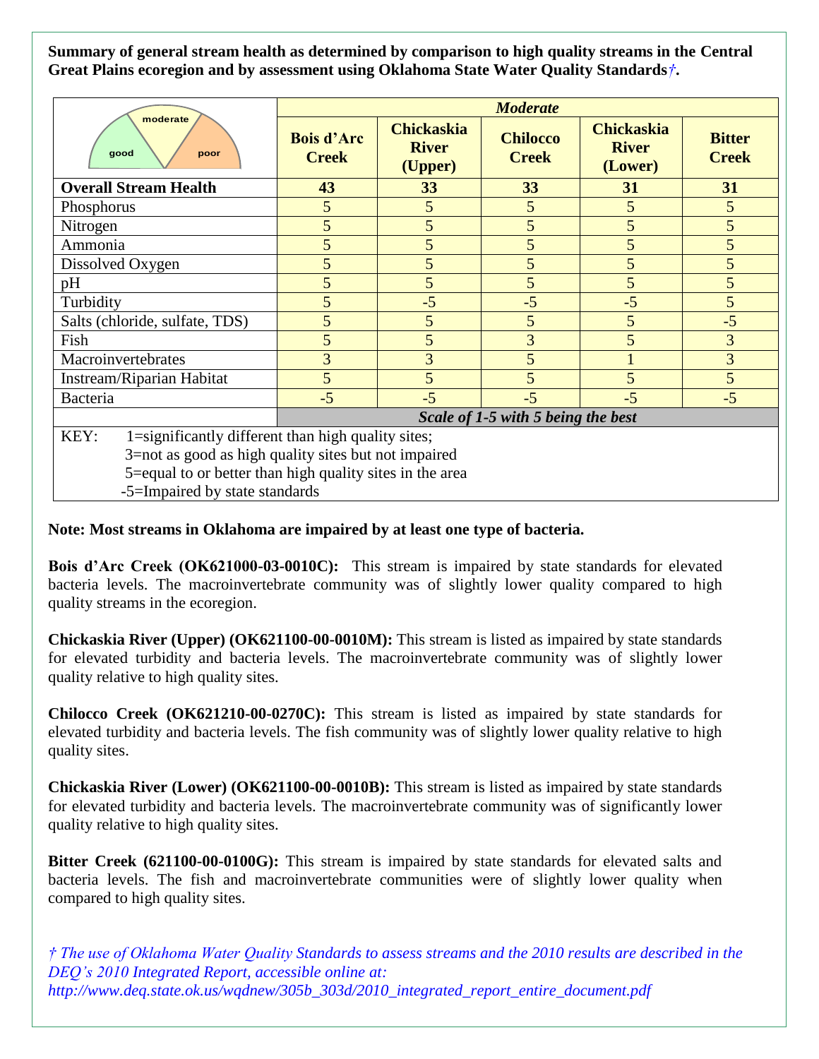**Summary of general stream health as determined by comparison to high quality streams in the Central Great Plains ecoregion and by assessment using Oklahoma State Water Quality Standards*†*.**

| good / moderate / poor | *Moderate* | | | | |
|---|---|---|---|---|---|
| | **Bois d'Arc Creek** | **Chickaskia River (Upper)** | **Chilocco Creek** | **Chickaskia River (Lower)** | **Bitter Creek** |
| **Overall Stream Health** | **43** | **33** | **33** | **31** | **31** |
| Phosphorus | 5 | 5 | 5 | 5 | 5 |
| Nitrogen | 5 | 5 | 5 | 5 | 5 |
| Ammonia | 5 | 5 | 5 | 5 | 5 |
| Dissolved Oxygen | 5 | 5 | 5 | 5 | 5 |
| pH | 5 | 5 | 5 | 5 | 5 |
| Turbidity | 5 | -5 | -5 | -5 | 5 |
| Salts (chloride, sulfate, TDS) | 5 | 5 | 5 | 5 | -5 |
| Fish | 5 | 5 | 3 | 5 | 3 |
| Macroinvertebrates | 3 | 3 | 5 | 1 | 3 |
| Instream/Riparian Habitat | 5 | 5 | 5 | 5 | 5 |
| Bacteria | -5 | -5 | -5 | -5 | -5 |
| | ***Scale of 1-5 with 5 being the best*** | | | | |

KEY:
1=significantly different than high quality sites;
3=not as good as high quality sites but not impaired
5=equal to or better than high quality sites in the area
-5=Impaired by state standards

**Note: Most streams in Oklahoma are impaired by at least one type of bacteria.**

**Bois d'Arc Creek (OK621000-03-0010C):** This stream is impaired by state standards for elevated bacteria levels. The macroinvertebrate community was of slightly lower quality compared to high quality streams in the ecoregion.

**Chickaskia River (Upper) (OK621100-00-0010M):** This stream is listed as impaired by state standards for elevated turbidity and bacteria levels. The macroinvertebrate community was of slightly lower quality relative to high quality sites.

**Chilocco Creek (OK621210-00-0270C):** This stream is listed as impaired by state standards for elevated turbidity and bacteria levels. The fish community was of slightly lower quality relative to high quality sites.

**Chickaskia River (Lower) (OK621100-00-0010B):** This stream is listed as impaired by state standards for elevated turbidity and bacteria levels. The macroinvertebrate community was of significantly lower quality relative to high quality sites.

**Bitter Creek (621100-00-0100G):** This stream is impaired by state standards for elevated salts and bacteria levels. The fish and macroinvertebrate communities were of slightly lower quality when compared to high quality sites.

*† The use of Oklahoma Water Quality Standards to assess streams and the 2010 results are described in the DEQ's 2010 Integrated Report, accessible online at: http://www.deq.state.ok.us/wqdnew/305b_303d/2010_integrated_report_entire_document.pdf*